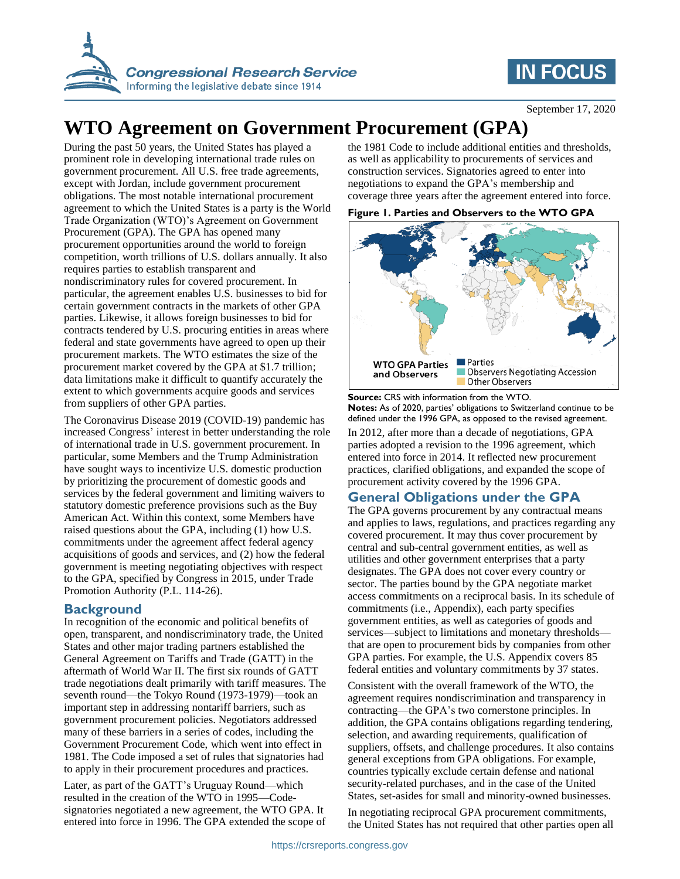# WTO Agreement on Government Procurement (GPA)

September 17, 2020

During the past 50 years, the United States has played a prominent role in developing international trade rules on government procurement. All U.S. free trade agreements, except with Jordan, include government procurement obligations. The most notable international procurement agreement to which the United States is a party is the World Trade Organization (WTO)'s Agreement on Government Procurement (GPA). The GPA has opened many procurement opportunities around the world to foreign competition, worth trillions of U.S. dollars annually. It also requires parties to establish transparent and nondiscriminatory rules for covered procurement. In particular, the agreement enables U.S. businesses to bid for certain government contracts in the markets of other GPA parties. Likewise, it allows foreign businesses to bid for contracts tendered by U.S. procuring entities in areas where federal and state governments have agreed to open up their procurement markets. The WTO estimates the size of the procurement market covered by the GPA at $1.7 trillion; data limitations make it difficult to quantify accurately the extent to which governments acquire goods and services from suppliers of other GPA parties.

The Coronavirus Disease 2019 (COVID-19) pandemic has increased Congress' interest in better understanding the role of international trade in U.S. government procurement. In particular, some Members and the Trump Administration have sought ways to incentivize U.S. domestic production by prioritizing the procurement of domestic goods and services by the federal government and limiting waivers to statutory domestic preference provisions such as the Buy American Act. Within this context, some Members have raised questions about the GPA, including (1) how U.S. commitments under the agreement affect federal agency acquisitions of goods and services, and (2) how the federal government is meeting negotiating objectives with respect to the GPA, specified by Congress in 2015, under Trade Promotion Authority (P.L. 114-26).

## Background

In recognition of the economic and political benefits of open, transparent, and nondiscriminatory trade, the United States and other major trading partners established the General Agreement on Tariffs and Trade (GATT) in the aftermath of World War II. The first six rounds of GATT trade negotiations dealt primarily with tariff measures. The seventh round—the Tokyo Round (1973-1979)—took an important step in addressing nontariff barriers, such as government procurement policies. Negotiators addressed many of these barriers in a series of codes, including the Government Procurement Code, which went into effect in 1981. The Code imposed a set of rules that signatories had to apply in their procurement procedures and practices.

Later, as part of the GATT's Uruguay Round—which resulted in the creation of the WTO in 1995—Code-signatories negotiated a new agreement, the WTO GPA. It entered into force in 1996. The GPA extended the scope of the 1981 Code to include additional entities and thresholds, as well as applicability to procurements of services and construction services. Signatories agreed to enter into negotiations to expand the GPA's membership and coverage three years after the agreement entered into force.

**Figure 1. Parties and Observers to the WTO GPA**

WTO GPA Parties and Observers

Parties

Observers Negotiating Accession

Other Observers

**Source:** CRS with information from the WTO.

**Notes:** As of 2020, parties' obligations to Switzerland continue to be defined under the 1996 GPA, as opposed to the revised agreement.

In 2012, after more than a decade of negotiations, GPA parties adopted a revision to the 1996 agreement, which entered into force in 2014. It reflected new procurement practices, clarified obligations, and expanded the scope of procurement activity covered by the 1996 GPA.

## General Obligations under the GPA

The GPA governs procurement by any contractual means and applies to laws, regulations, and practices regarding any covered procurement. It may thus cover procurement by central and sub-central government entities, as well as utilities and other government enterprises that a party designates. The GPA does not cover every country or sector. The parties bound by the GPA negotiate market access commitments on a reciprocal basis. In its schedule of commitments (i.e., Appendix), each party specifies government entities, as well as categories of goods and services—subject to limitations and monetary thresholds—that are open to procurement bids by companies from other GPA parties. For example, the U.S. Appendix covers 85 federal entities and voluntary commitments by 37 states.

Consistent with the overall framework of the WTO, the agreement requires nondiscrimination and transparency in contracting—the GPA's two cornerstone principles. In addition, the GPA contains obligations regarding tendering, selection, and awarding requirements, qualification of suppliers, offsets, and challenge procedures. It also contains general exceptions from GPA obligations. For example, countries typically exclude certain defense and national security-related purchases, and in the case of the United States, set-asides for small and minority-owned businesses.

In negotiating reciprocal GPA procurement commitments, the United States has not required that other parties open all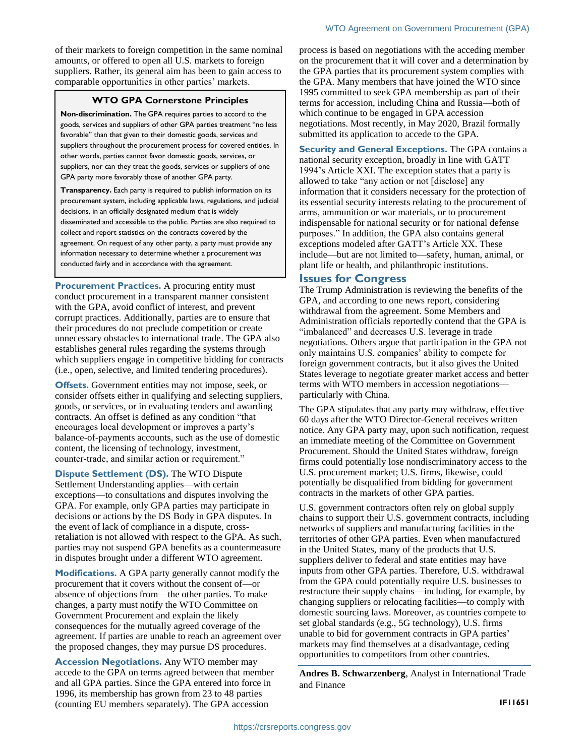of their markets to foreign competition in the same nominal amounts, or offered to open all U.S. markets to foreign suppliers. Rather, its general aim has been to gain access to comparable opportunities in other parties' markets.

> **WTO GPA Cornerstone Principles**
>
> **Non-discrimination.** The GPA requires parties to accord to the goods, services and suppliers of other GPA parties treatment "no less favorable" than that given to their domestic goods, services and suppliers throughout the procurement process for covered entities. In other words, parties cannot favor domestic goods, services, or suppliers, nor can they treat the goods, services or suppliers of one GPA party more favorably those of another GPA party.
>
> **Transparency.** Each party is required to publish information on its procurement system, including applicable laws, regulations, and judicial decisions, in an officially designated medium that is widely disseminated and accessible to the public. Parties are also required to collect and report statistics on the contracts covered by the agreement. On request of any other party, a party must provide any information necessary to determine whether a procurement was conducted fairly and in accordance with the agreement.

**Procurement Practices.** A procuring entity must conduct procurement in a transparent manner consistent with the GPA, avoid conflict of interest, and prevent corrupt practices. Additionally, parties are to ensure that their procedures do not preclude competition or create unnecessary obstacles to international trade. The GPA also establishes general rules regarding the systems through which suppliers engage in competitive bidding for contracts (i.e., open, selective, and limited tendering procedures).

**Offsets.** Government entities may not impose, seek, or consider offsets either in qualifying and selecting suppliers, goods, or services, or in evaluating tenders and awarding contracts. An offset is defined as any condition "that encourages local development or improves a party's balance-of-payments accounts, such as the use of domestic content, the licensing of technology, investment, counter-trade, and similar action or requirement."

**Dispute Settlement (DS).** The WTO Dispute Settlement Understanding applies—with certain exceptions—to consultations and disputes involving the GPA. For example, only GPA parties may participate in decisions or actions by the DS Body in GPA disputes. In the event of lack of compliance in a dispute, cross-retaliation is not allowed with respect to the GPA. As such, parties may not suspend GPA benefits as a countermeasure in disputes brought under a different WTO agreement.

**Modifications.** A GPA party generally cannot modify the procurement that it covers without the consent of—or absence of objections from—the other parties. To make changes, a party must notify the WTO Committee on Government Procurement and explain the likely consequences for the mutually agreed coverage of the agreement. If parties are unable to reach an agreement over the proposed changes, they may pursue DS procedures.

**Accession Negotiations.** Any WTO member may accede to the GPA on terms agreed between that member and all GPA parties. Since the GPA entered into force in 1996, its membership has grown from 23 to 48 parties (counting EU members separately). The GPA accession process is based on negotiations with the acceding member on the procurement that it will cover and a determination by the GPA parties that its procurement system complies with the GPA. Many members that have joined the WTO since 1995 committed to seek GPA membership as part of their terms for accession, including China and Russia—both of which continue to be engaged in GPA accession negotiations. Most recently, in May 2020, Brazil formally submitted its application to accede to the GPA.

**Security and General Exceptions.** The GPA contains a national security exception, broadly in line with GATT 1994's Article XXI. The exception states that a party is allowed to take "any action or not [disclose] any information that it considers necessary for the protection of its essential security interests relating to the procurement of arms, ammunition or war materials, or to procurement indispensable for national security or for national defense purposes." In addition, the GPA also contains general exceptions modeled after GATT's Article XX. These include—but are not limited to—safety, human, animal, or plant life or health, and philanthropic institutions.

## Issues for Congress

The Trump Administration is reviewing the benefits of the GPA, and according to one news report, considering withdrawal from the agreement. Some Members and Administration officials reportedly contend that the GPA is "imbalanced" and decreases U.S. leverage in trade negotiations. Others argue that participation in the GPA not only maintains U.S. companies' ability to compete for foreign government contracts, but it also gives the United States leverage to negotiate greater market access and better terms with WTO members in accession negotiations—particularly with China.

The GPA stipulates that any party may withdraw, effective 60 days after the WTO Director-General receives written notice. Any GPA party may, upon such notification, request an immediate meeting of the Committee on Government Procurement. Should the United States withdraw, foreign firms could potentially lose nondiscriminatory access to the U.S. procurement market; U.S. firms, likewise, could potentially be disqualified from bidding for government contracts in the markets of other GPA parties.

U.S. government contractors often rely on global supply chains to support their U.S. government contracts, including networks of suppliers and manufacturing facilities in the territories of other GPA parties. Even when manufactured in the United States, many of the products that U.S. suppliers deliver to federal and state entities may have inputs from other GPA parties. Therefore, U.S. withdrawal from the GPA could potentially require U.S. businesses to restructure their supply chains—including, for example, by changing suppliers or relocating facilities—to comply with domestic sourcing laws. Moreover, as countries compete to set global standards (e.g., 5G technology), U.S. firms unable to bid for government contracts in GPA parties' markets may find themselves at a disadvantage, ceding opportunities to competitors from other countries.

---

**Andres B. Schwarzenberg**, Analyst in International Trade and Finance

**IF11651**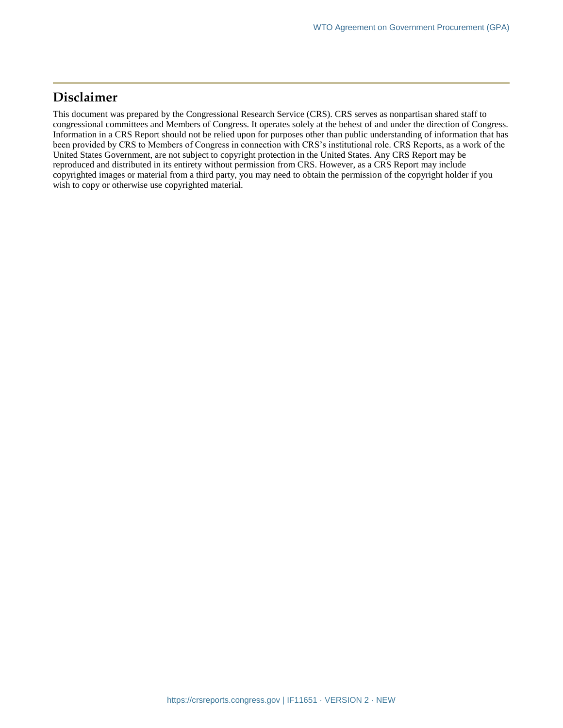## Disclaimer

This document was prepared by the Congressional Research Service (CRS). CRS serves as nonpartisan shared staff to congressional committees and Members of Congress. It operates solely at the behest of and under the direction of Congress. Information in a CRS Report should not be relied upon for purposes other than public understanding of information that has been provided by CRS to Members of Congress in connection with CRS's institutional role. CRS Reports, as a work of the United States Government, are not subject to copyright protection in the United States. Any CRS Report may be reproduced and distributed in its entirety without permission from CRS. However, as a CRS Report may include copyrighted images or material from a third party, you may need to obtain the permission of the copyright holder if you wish to copy or otherwise use copyrighted material.